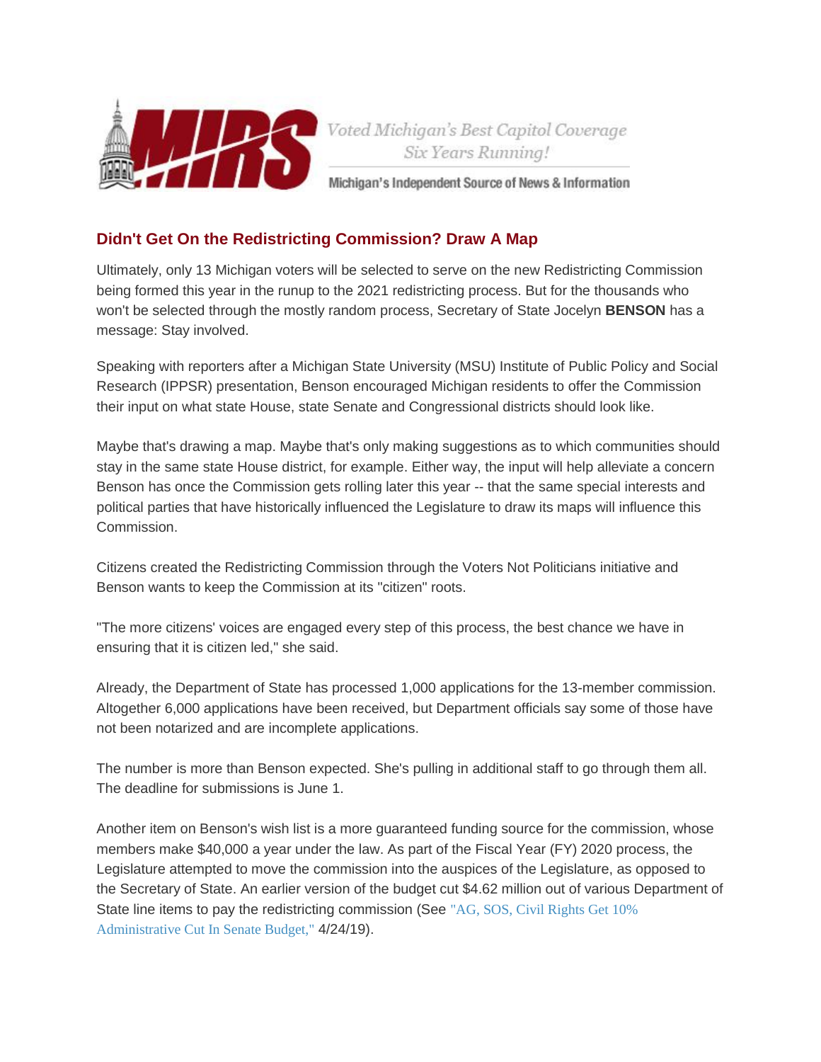Voted Michigan's Best Capitol Coverage
Six Years Running!

Michigan's Independent Source of News & Information

## Didn't Get On the Redistricting Commission? Draw A Map

Ultimately, only 13 Michigan voters will be selected to serve on the new Redistricting Commission being formed this year in the runup to the 2021 redistricting process. But for the thousands who won't be selected through the mostly random process, Secretary of State Jocelyn **BENSON** has a message: Stay involved.

Speaking with reporters after a Michigan State University (MSU) Institute of Public Policy and Social Research (IPPSR) presentation, Benson encouraged Michigan residents to offer the Commission their input on what state House, state Senate and Congressional districts should look like.

Maybe that's drawing a map. Maybe that's only making suggestions as to which communities should stay in the same state House district, for example. Either way, the input will help alleviate a concern Benson has once the Commission gets rolling later this year -- that the same special interests and political parties that have historically influenced the Legislature to draw its maps will influence this Commission.

Citizens created the Redistricting Commission through the Voters Not Politicians initiative and Benson wants to keep the Commission at its "citizen" roots.

"The more citizens' voices are engaged every step of this process, the best chance we have in ensuring that it is citizen led," she said.

Already, the Department of State has processed 1,000 applications for the 13-member commission. Altogether 6,000 applications have been received, but Department officials say some of those have not been notarized and are incomplete applications.

The number is more than Benson expected. She's pulling in additional staff to go through them all. The deadline for submissions is June 1.

Another item on Benson's wish list is a more guaranteed funding source for the commission, whose members make $40,000 a year under the law. As part of the Fiscal Year (FY) 2020 process, the Legislature attempted to move the commission into the auspices of the Legislature, as opposed to the Secretary of State. An earlier version of the budget cut $4.62 million out of various Department of State line items to pay the redistricting commission (See "AG, SOS, Civil Rights Get 10% Administrative Cut In Senate Budget," 4/24/19).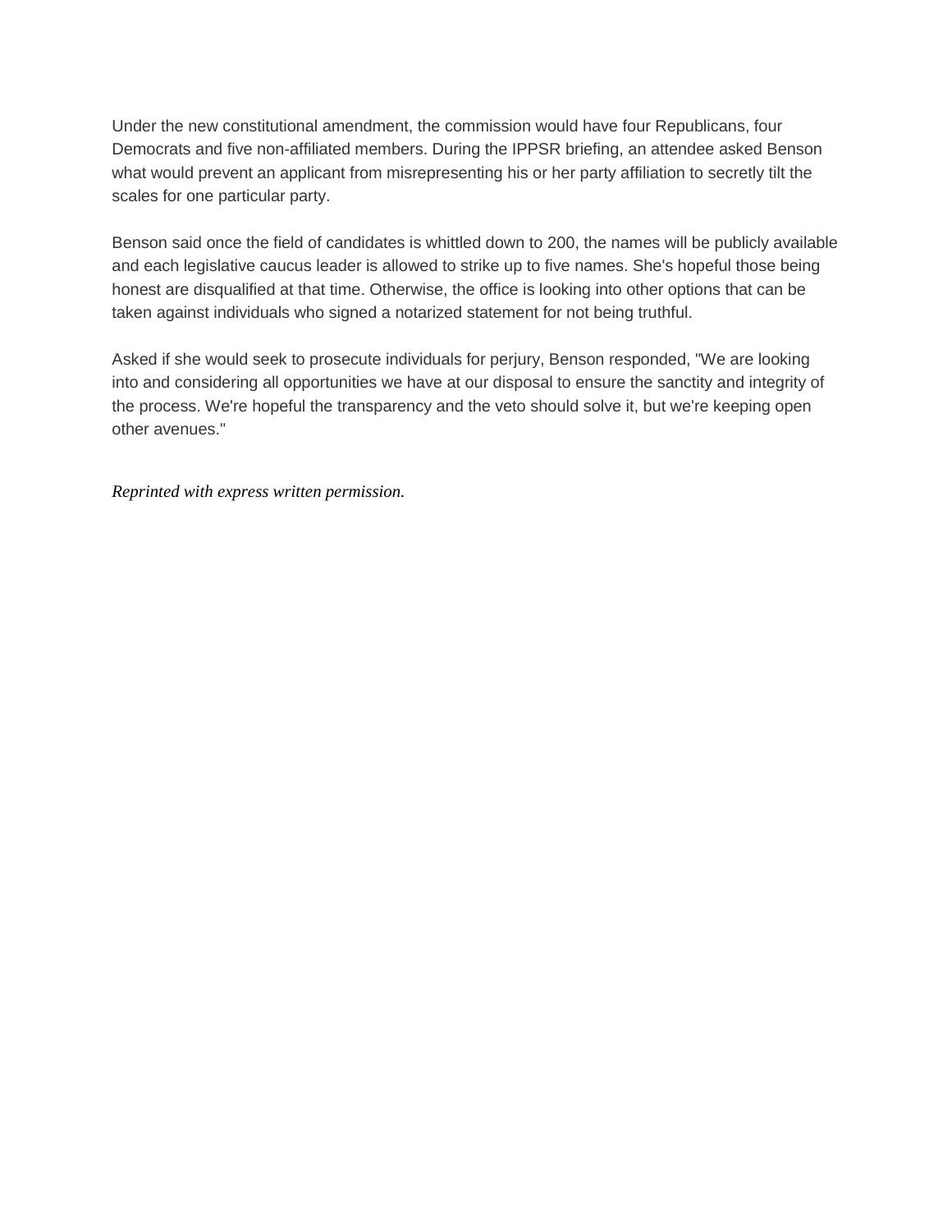Under the new constitutional amendment, the commission would have four Republicans, four Democrats and five non-affiliated members. During the IPPSR briefing, an attendee asked Benson what would prevent an applicant from misrepresenting his or her party affiliation to secretly tilt the scales for one particular party.

Benson said once the field of candidates is whittled down to 200, the names will be publicly available and each legislative caucus leader is allowed to strike up to five names. She's hopeful those being honest are disqualified at that time. Otherwise, the office is looking into other options that can be taken against individuals who signed a notarized statement for not being truthful.

Asked if she would seek to prosecute individuals for perjury, Benson responded, "We are looking into and considering all opportunities we have at our disposal to ensure the sanctity and integrity of the process. We're hopeful the transparency and the veto should solve it, but we're keeping open other avenues."

*Reprinted with express written permission.*